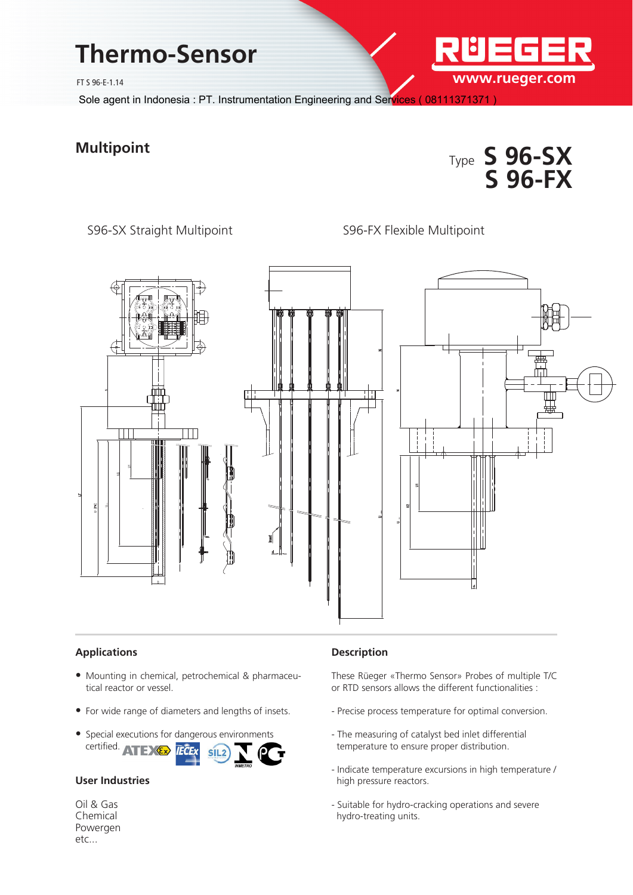# Thermo-Sensor

FT S 96-E-1.14

RÜEGER
www.rueger.com

Sole agent in Indonesia : PT. Instrumentation Engineering and Services ( 08111371371 )

## Multipoint

Type **S 96-SX**
**S 96-FX**

S96-SX Straight Multipoint

S96-FX Flexible Multipoint

### Applications

- Mounting in chemical, petrochemical & pharmaceutical reactor or vessel.
- For wide range of diameters and lengths of insets.
- Special executions for dangerous environments certified. ATEX IECEx SIL2 INMETRO

### User Industries

Oil & Gas
Chemical
Powergen
etc...

### Description

These Rüeger «Thermo Sensor» Probes of multiple T/C or RTD sensors allows the different functionalities :

- Precise process temperature for optimal conversion.
- The measuring of catalyst bed inlet differential temperature to ensure proper distribution.
- Indicate temperature excursions in high temperature / high pressure reactors.
- Suitable for hydro-cracking operations and severe hydro-treating units.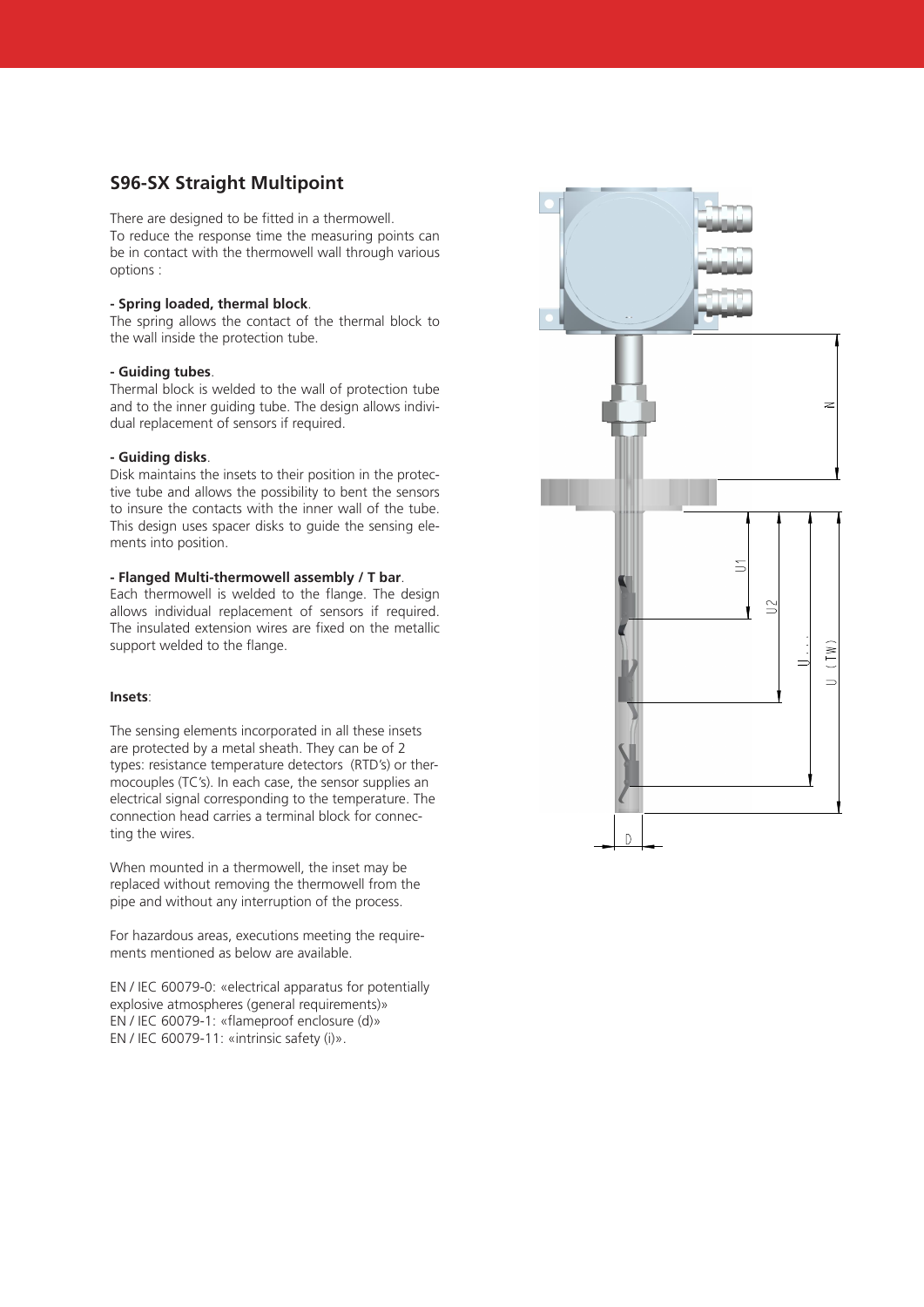## S96-SX Straight Multipoint

There are designed to be fitted in a thermowell.
To reduce the response time the measuring points can be in contact with the thermowell wall through various options :

**- Spring loaded, thermal block**.
The spring allows the contact of the thermal block to the wall inside the protection tube.

**- Guiding tubes**.
Thermal block is welded to the wall of protection tube and to the inner guiding tube. The design allows individual replacement of sensors if required.

**- Guiding disks**.
Disk maintains the insets to their position in the protective tube and allows the possibility to bent the sensors to insure the contacts with the inner wall of the tube. This design uses spacer disks to guide the sensing elements into position.

**- Flanged Multi-thermowell assembly / T bar**.
Each thermowell is welded to the flange. The design allows individual replacement of sensors if required. The insulated extension wires are fixed on the metallic support welded to the flange.

**Insets**:

The sensing elements incorporated in all these insets are protected by a metal sheath. They can be of 2 types: resistance temperature detectors (RTD's) or thermocouples (TC's). In each case, the sensor supplies an electrical signal corresponding to the temperature. The connection head carries a terminal block for connecting the wires.

When mounted in a thermowell, the inset may be replaced without removing the thermowell from the pipe and without any interruption of the process.

For hazardous areas, executions meeting the requirements mentioned as below are available.

EN / IEC 60079-0: «electrical apparatus for potentially explosive atmospheres (general requirements)»
EN / IEC 60079-1: «flameproof enclosure (d)»
EN / IEC 60079-11: «intrinsic safety (i)».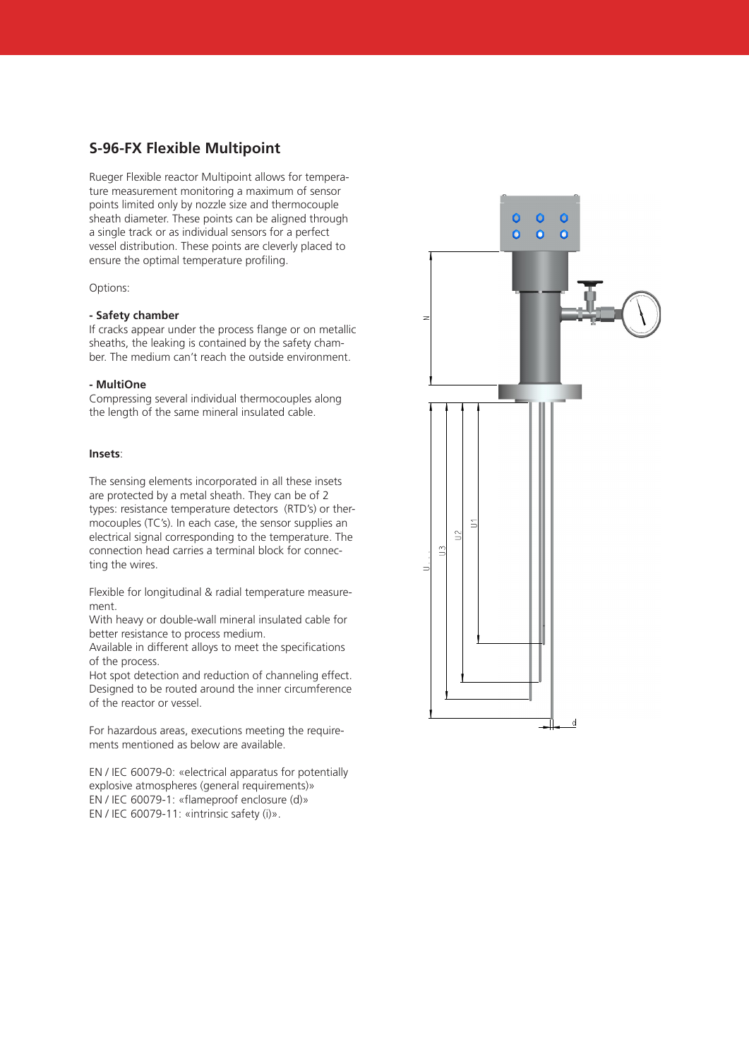## S-96-FX Flexible Multipoint

Rueger Flexible reactor Multipoint allows for temperature measurement monitoring a maximum of sensor points limited only by nozzle size and thermocouple sheath diameter. These points can be aligned through a single track or as individual sensors for a perfect vessel distribution. These points are cleverly placed to ensure the optimal temperature profiling.

Options:

**- Safety chamber**
If cracks appear under the process flange or on metallic sheaths, the leaking is contained by the safety chamber. The medium can't reach the outside environment.

**- MultiOne**
Compressing several individual thermocouples along the length of the same mineral insulated cable.

**Insets**:

The sensing elements incorporated in all these insets are protected by a metal sheath. They can be of 2 types: resistance temperature detectors (RTD's) or thermocouples (TC's). In each case, the sensor supplies an electrical signal corresponding to the temperature. The connection head carries a terminal block for connecting the wires.

Flexible for longitudinal & radial temperature measurement.
With heavy or double-wall mineral insulated cable for better resistance to process medium.
Available in different alloys to meet the specifications of the process.
Hot spot detection and reduction of channeling effect.
Designed to be routed around the inner circumference of the reactor or vessel.

For hazardous areas, executions meeting the requirements mentioned as below are available.

EN / IEC 60079-0: «electrical apparatus for potentially explosive atmospheres (general requirements)»
EN / IEC 60079-1: «flameproof enclosure (d)»
EN / IEC 60079-11: «intrinsic safety (i)».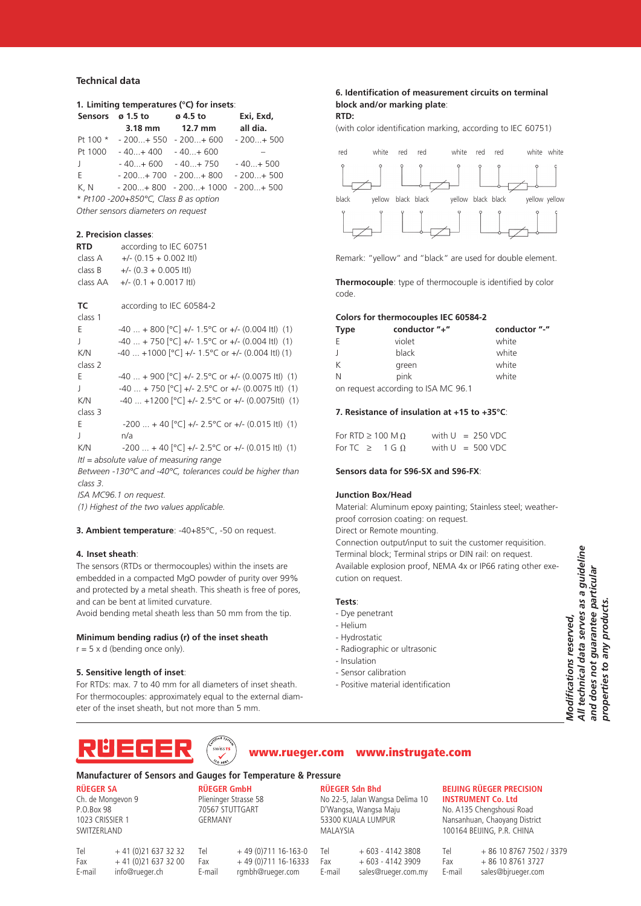## Technical data

### 1. Limiting temperatures (°C) for insets:

| Sensors | ø 1.5 to 3.18 mm | ø 4.5 to 12.7 mm | Exi, Exd, all dia. |
|---|---|---|---|
| Pt 100 * | - 200...+ 550 | - 200...+ 600 | - 200...+ 500 |
| Pt 1000 | - 40...+ 400 | - 40...+ 600 | – |
| J | - 40...+ 600 | - 40...+ 750 | - 40...+ 500 |
| E | - 200...+ 700 | - 200...+ 800 | - 200...+ 500 |
| K, N | - 200...+ 800 | - 200...+ 1000 | - 200...+ 500 |

*\* Pt100 -200+850°C, Class B as option*

*Other sensors diameters on request*

### 2. Precision classes:

**RTD** according to IEC 60751

| | |
|---|---|
| class A | +/- (0.15 + 0.002 ItI) |
| class B | +/- (0.3 + 0.005 ItI) |
| class AA | +/- (0.1 + 0.0017 ItI) |

**TC** according to IEC 60584-2

| | |
|---|---|
| class 1 | |
| E | -40 ... + 800 [°C] +/- 1.5°C or +/- (0.004 ItI) (1) |
| J | -40 ... + 750 [°C] +/- 1.5°C or +/- (0.004 ItI) (1) |
| K/N | -40 ... +1000 [°C] +/- 1.5°C or +/- (0.004 ItI) (1) |
| class 2 | |
| E | -40 ... + 900 [°C] +/- 2.5°C or +/- (0.0075 ItI) (1) |
| J | -40 ... + 750 [°C] +/- 2.5°C or +/- (0.0075 ItI) (1) |
| K/N | -40 ... +1200 [°C] +/- 2.5°C or +/- (0.0075ItI) (1) |
| class 3 | |
| E | -200 ... + 40 [°C] +/- 2.5°C or +/- (0.015 ItI) (1) |
| J | n/a |
| K/N | -200 ... + 40 [°C] +/- 2.5°C or +/- (0.015 ItI) (1) |

*ItI = absolute value of measuring range*

*Between -130°C and -40°C, tolerances could be higher than class 3.*

*ISA MC96.1 on request.*

*(1) Highest of the two values applicable.*

### 3. Ambient temperature: -40+85°C, -50 on request.

### 4. Inset sheath:

The sensors (RTDs or thermocouples) within the insets are embedded in a compacted MgO powder of purity over 99% and protected by a metal sheath. This sheath is free of pores, and can be bent at limited curvature.

Avoid bending metal sheath less than 50 mm from the tip.

#### Minimum bending radius (r) of the inset sheath

r = 5 x d (bending once only).

### 5. Sensitive length of inset:

For RTDs: max. 7 to 40 mm for all diameters of inset sheath.

For thermocouples: approximately equal to the external diameter of the inset sheath, but not more than 5 mm.

### 6. Identification of measurement circuits on terminal block and/or marking plate:

**RTD:**

(with color identification marking, according to IEC 60751)

red white red red white red red white white

black yellow black black yellow black black yellow yellow

Remark: "yellow" and "black" are used for double element.

**Thermocouple**: type of thermocouple is identified by color code.

#### Colors for thermocouples IEC 60584-2

| Type | conductor "+" | conductor "-" |
|---|---|---|
| E | violet | white |
| J | black | white |
| K | green | white |
| N | pink | white |

on request according to ISA MC 96.1

### 7. Resistance of insulation at +15 to +35°C:

| | | |
|---|---|---|
| For RTD | ≥ 100 M Ω | with U = 250 VDC |
| For TC | ≥ 1 G Ω | with U = 500 VDC |

### Sensors data for S96-SX and S96-FX:

#### Junction Box/Head

Material: Aluminum epoxy painting; Stainless steel; weather-proof corrosion coating: on request.

Direct or Remote mounting.

Connection output/input to suit the customer requisition.

Terminal block; Terminal strips or DIN rail: on request.

Available explosion proof, NEMA 4x or IP66 rating other execution on request.

#### Tests:

- Dye penetrant
- Helium
- Hydrostatic
- Radiographic or ultrasonic
- Insulation
- Sensor calibration
- Positive material identification

*Modifications reserved, All technical data serves as a guideline and does not guarantee particular properties to any products.*

RÜEGER

www.rueger.com www.instrugate.com

**Manufacturer of Sensors and Gauges for Temperature & Pressure**

**RÜEGER SA**
Ch. de Mongevon 9
P.O.Box 98
1023 CRISSIER 1
SWITZERLAND

Tel + 41 (0)21 637 32 32
Fax + 41 (0)21 637 32 00
E-mail info@rueger.ch

**RÜEGER GmbH**
Plieninger Strasse 58
70567 STUTTGART
GERMANY

Tel + 49 (0)711 16-163-0
Fax + 49 (0)711 16-16333
E-mail rgmbh@rueger.com

**RÜEGER Sdn Bhd**
No 22-5, Jalan Wangsa Delima 10
D'Wangsa, Wangsa Maju
53300 KUALA LUMPUR
MALAYSIA

Tel + 603 - 4142 3808
Fax + 603 - 4142 3909
E-mail sales@rueger.com.my

**BEIJING RÜEGER PRECISION INSTRUMENT Co. Ltd**
No. A135 Chengshousi Road
Nansanhuan, Chaoyang District
100164 BEIJING, P.R. CHINA

Tel + 86 10 8767 7502 / 3379
Fax + 86 10 8761 3727
E-mail sales@bjrueger.com